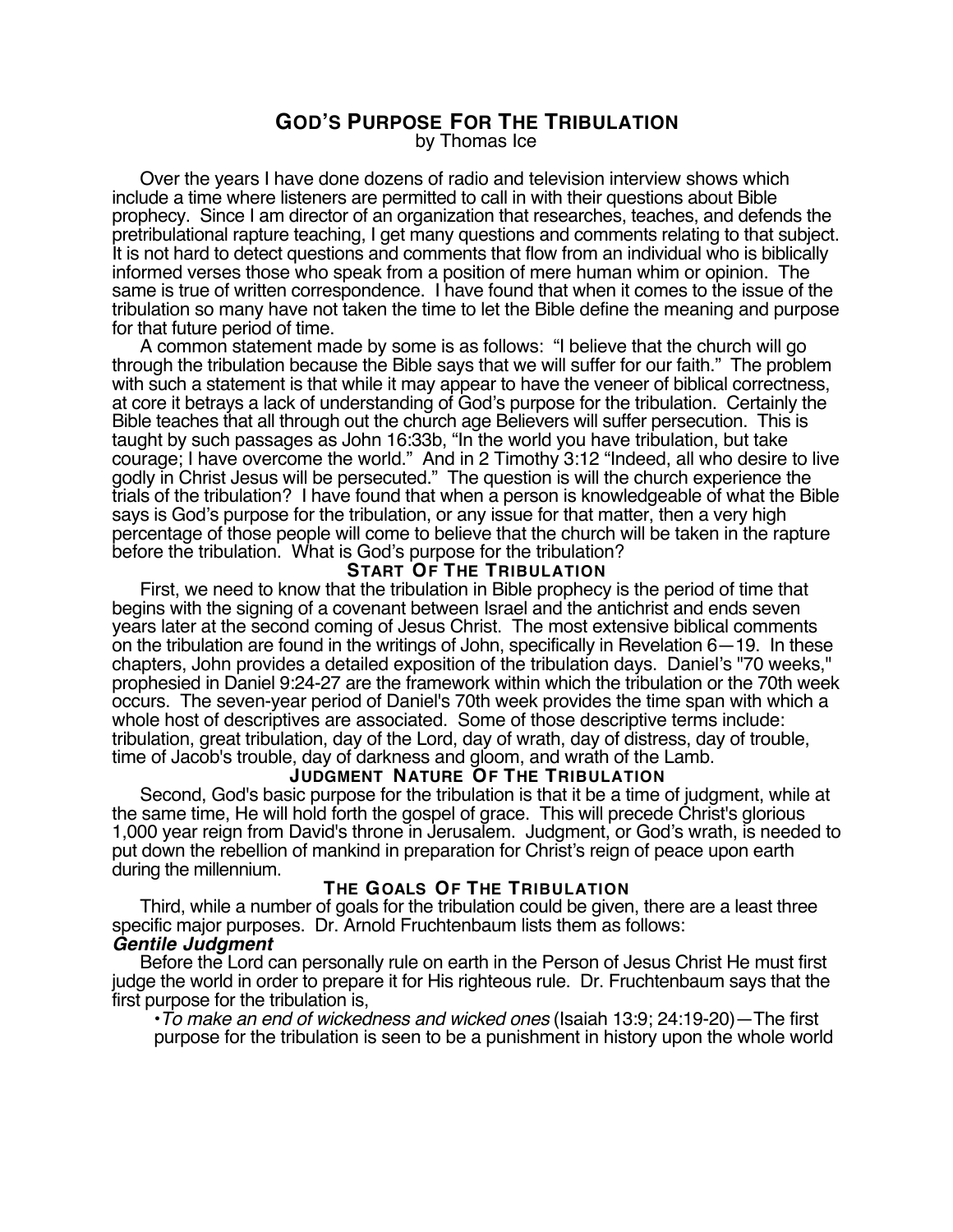# GOD'S PURPOSE FOR THE TRIBULATION

by Thomas Ice

Over the years I have done dozens of radio and television interview shows which include a time where listeners are permitted to call in with their questions about Bible prophecy. Since I am director of an organization that researches, teaches, and defends the pretribulational rapture teaching, I get many questions and comments relating to that subject. It is not hard to detect questions and comments that flow from an individual who is biblically informed verses those who speak from a position of mere human whim or opinion. The same is true of written correspondence. I have found that when it comes to the issue of the tribulation so many have not taken the time to let the Bible define the meaning and purpose for that future period of time.

A common statement made by some is as follows: "I believe that the church will go through the tribulation because the Bible says that we will suffer for our faith." The problem with such a statement is that while it may appear to have the veneer of biblical correctness, at core it betrays a lack of understanding of God's purpose for the tribulation. Certainly the Bible teaches that all through out the church age Believers will suffer persecution. This is taught by such passages as John 16:33b, "In the world you have tribulation, but take courage; I have overcome the world." And in 2 Timothy 3:12 "Indeed, all who desire to live godly in Christ Jesus will be persecuted." The question is will the church experience the trials of the tribulation? I have found that when a person is knowledgeable of what the Bible says is God's purpose for the tribulation, or any issue for that matter, then a very high percentage of those people will come to believe that the church will be taken in the rapture before the tribulation. What is God's purpose for the tribulation?

## START OF THE TRIBULATION

First, we need to know that the tribulation in Bible prophecy is the period of time that begins with the signing of a covenant between Israel and the antichrist and ends seven years later at the second coming of Jesus Christ. The most extensive biblical comments on the tribulation are found in the writings of John, specifically in Revelation 6—19. In these chapters, John provides a detailed exposition of the tribulation days. Daniel's "70 weeks," prophesied in Daniel 9:24-27 are the framework within which the tribulation or the 70th week occurs. The seven-year period of Daniel's 70th week provides the time span with which a whole host of descriptives are associated. Some of those descriptive terms include: tribulation, great tribulation, day of the Lord, day of wrath, day of distress, day of trouble, time of Jacob's trouble, day of darkness and gloom, and wrath of the Lamb.

## JUDGMENT NATURE OF THE TRIBULATION

Second, God's basic purpose for the tribulation is that it be a time of judgment, while at the same time, He will hold forth the gospel of grace. This will precede Christ's glorious 1,000 year reign from David's throne in Jerusalem. Judgment, or God's wrath, is needed to put down the rebellion of mankind in preparation for Christ's reign of peace upon earth during the millennium.

## THE GOALS OF THE TRIBULATION

Third, while a number of goals for the tribulation could be given, there are a least three specific major purposes. Dr. Arnold Fruchtenbaum lists them as follows:

### *Gentile Judgment*

Before the Lord can personally rule on earth in the Person of Jesus Christ He must first judge the world in order to prepare it for His righteous rule. Dr. Fruchtenbaum says that the first purpose for the tribulation is,

> •*To make an end of wickedness and wicked ones* (Isaiah 13:9; 24:19-20)—The first purpose for the tribulation is seen to be a punishment in history upon the whole world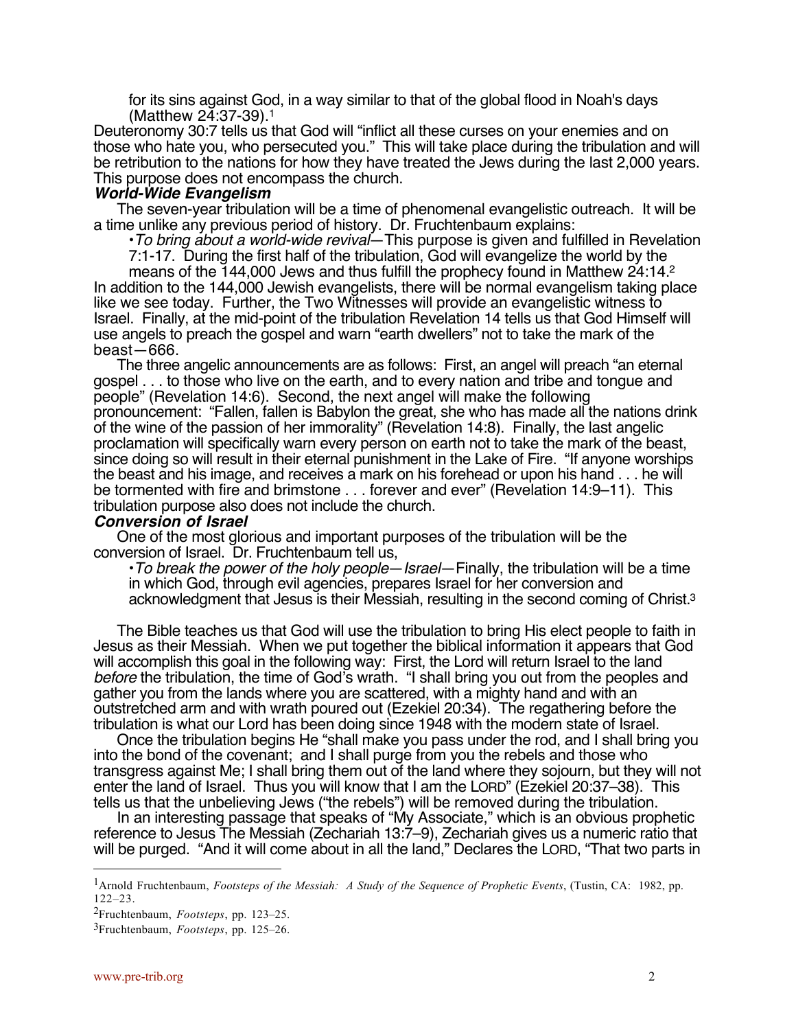> for its sins against God, in a way similar to that of the global flood in Noah's days (Matthew 24:37-39).[1]

Deuteronomy 30:7 tells us that God will "inflict all these curses on your enemies and on those who hate you, who persecuted you." This will take place during the tribulation and will be retribution to the nations for how they have treated the Jews during the last 2,000 years. This purpose does not encompass the church.

### *World-Wide Evangelism*

The seven-year tribulation will be a time of phenomenal evangelistic outreach. It will be a time unlike any previous period of history. Dr. Fruchtenbaum explains:

> •*To bring about a world-wide revival*—This purpose is given and fulfilled in Revelation 7:1-17. During the first half of the tribulation, God will evangelize the world by the means of the 144,000 Jews and thus fulfill the prophecy found in Matthew 24:14.[2]

In addition to the 144,000 Jewish evangelists, there will be normal evangelism taking place like we see today. Further, the Two Witnesses will provide an evangelistic witness to Israel. Finally, at the mid-point of the tribulation Revelation 14 tells us that God Himself will use angels to preach the gospel and warn "earth dwellers" not to take the mark of the beast—666.

The three angelic announcements are as follows: First, an angel will preach "an eternal gospel . . . to those who live on the earth, and to every nation and tribe and tongue and people" (Revelation 14:6). Second, the next angel will make the following pronouncement: "Fallen, fallen is Babylon the great, she who has made all the nations drink of the wine of the passion of her immorality" (Revelation 14:8). Finally, the last angelic proclamation will specifically warn every person on earth not to take the mark of the beast, since doing so will result in their eternal punishment in the Lake of Fire. "If anyone worships the beast and his image, and receives a mark on his forehead or upon his hand . . . he will be tormented with fire and brimstone . . . forever and ever" (Revelation 14:9–11). This tribulation purpose also does not include the church.

### *Conversion of Israel*

One of the most glorious and important purposes of the tribulation will be the conversion of Israel. Dr. Fruchtenbaum tell us,

> •*To break the power of the holy people—Israel*—Finally, the tribulation will be a time in which God, through evil agencies, prepares Israel for her conversion and acknowledgment that Jesus is their Messiah, resulting in the second coming of Christ.[3]

The Bible teaches us that God will use the tribulation to bring His elect people to faith in Jesus as their Messiah. When we put together the biblical information it appears that God will accomplish this goal in the following way: First, the Lord will return Israel to the land *before* the tribulation, the time of God's wrath. "I shall bring you out from the peoples and gather you from the lands where you are scattered, with a mighty hand and with an outstretched arm and with wrath poured out (Ezekiel 20:34). The regathering before the tribulation is what our Lord has been doing since 1948 with the modern state of Israel.

Once the tribulation begins He "shall make you pass under the rod, and I shall bring you into the bond of the covenant; and I shall purge from you the rebels and those who transgress against Me; I shall bring them out of the land where they sojourn, but they will not enter the land of Israel. Thus you will know that I am the LORD" (Ezekiel 20:37–38). This tells us that the unbelieving Jews ("the rebels") will be removed during the tribulation.

In an interesting passage that speaks of "My Associate," which is an obvious prophetic reference to Jesus The Messiah (Zechariah 13:7–9), Zechariah gives us a numeric ratio that will be purged. "And it will come about in all the land," Declares the LORD, "That two parts in

---

[1] Arnold Fruchtenbaum, *Footsteps of the Messiah: A Study of the Sequence of Prophetic Events*, (Tustin, CA: 1982, pp. 122–23.

[2] Fruchtenbaum, *Footsteps*, pp. 123–25.

[3] Fruchtenbaum, *Footsteps*, pp. 125–26.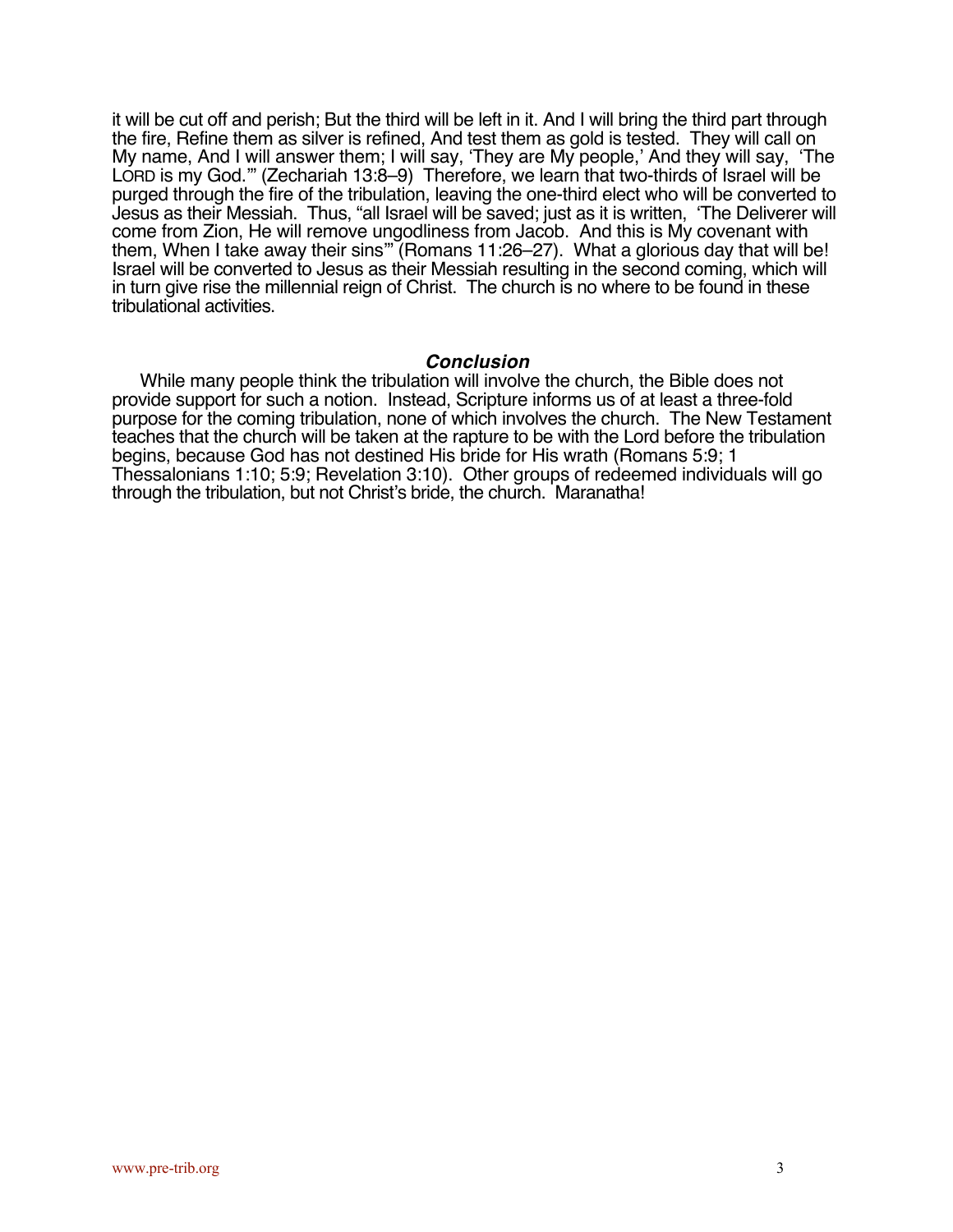it will be cut off and perish; But the third will be left in it. And I will bring the third part through the fire, Refine them as silver is refined, And test them as gold is tested. They will call on My name, And I will answer them; I will say, 'They are My people,' And they will say, 'The LORD is my God.'" (Zechariah 13:8–9) Therefore, we learn that two-thirds of Israel will be purged through the fire of the tribulation, leaving the one-third elect who will be converted to Jesus as their Messiah. Thus, "all Israel will be saved; just as it is written, 'The Deliverer will come from Zion, He will remove ungodliness from Jacob. And this is My covenant with them, When I take away their sins'" (Romans 11:26–27). What a glorious day that will be! Israel will be converted to Jesus as their Messiah resulting in the second coming, which will in turn give rise the millennial reign of Christ. The church is no where to be found in these tribulational activities.

## *Conclusion*

While many people think the tribulation will involve the church, the Bible does not provide support for such a notion. Instead, Scripture informs us of at least a three-fold purpose for the coming tribulation, none of which involves the church. The New Testament teaches that the church will be taken at the rapture to be with the Lord before the tribulation begins, because God has not destined His bride for His wrath (Romans 5:9; 1 Thessalonians 1:10; 5:9; Revelation 3:10). Other groups of redeemed individuals will go through the tribulation, but not Christ's bride, the church. Maranatha!